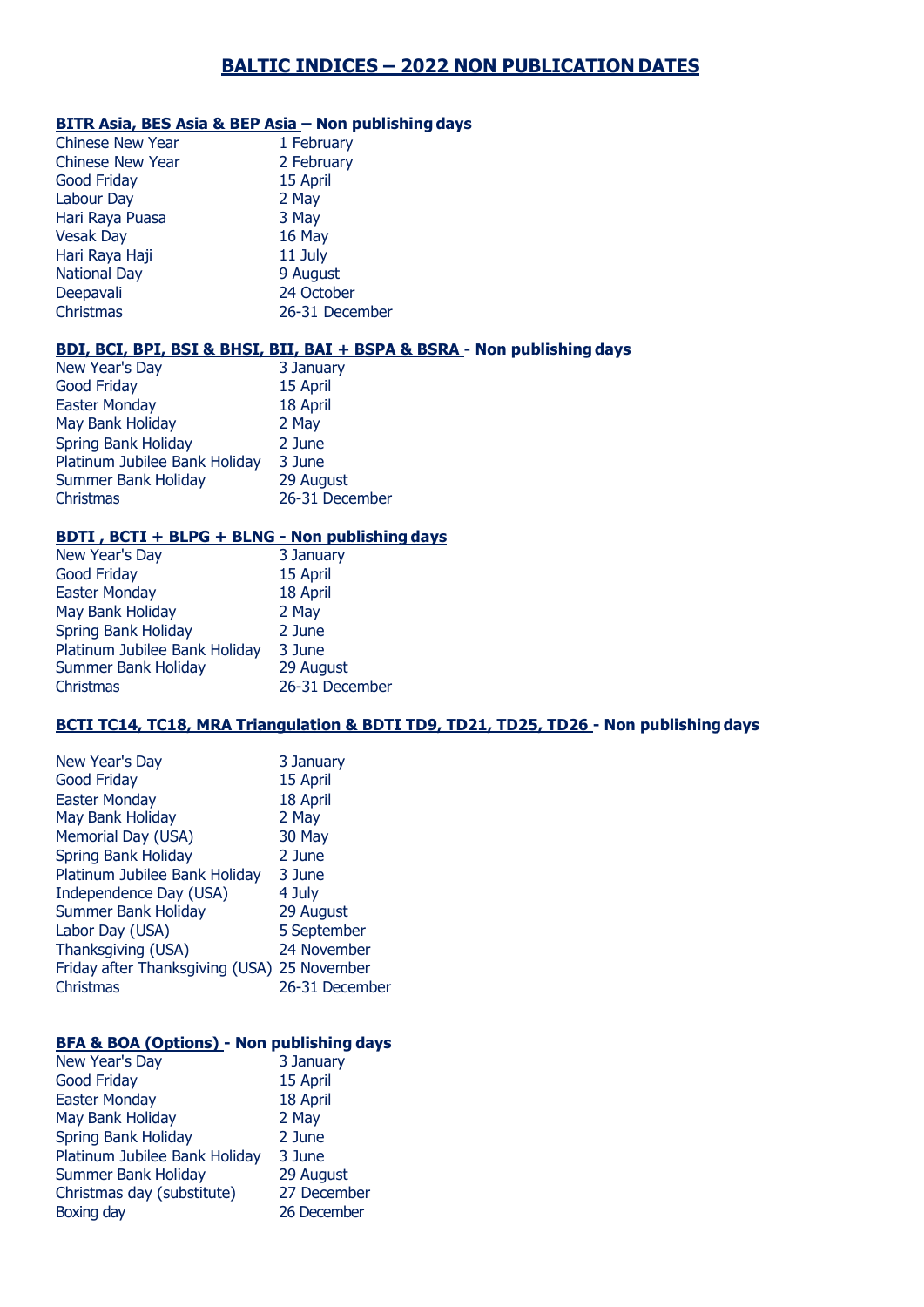# BALTIC INDICES – 2022 NON PUBLICATION DATES

## BITR Asia, BES Asia & BEP Asia – Non publishing days

| | |
|---|---|
| Chinese New Year | 1 February |
| Chinese New Year | 2 February |
| Good Friday | 15 April |
| Labour Day | 2 May |
| Hari Raya Puasa | 3 May |
| Vesak Day | 16 May |
| Hari Raya Haji | 11 July |
| National Day | 9 August |
| Deepavali | 24 October |
| Christmas | 26-31 December |

## BDI, BCI, BPI, BSI & BHSI, BII, BAI + BSPA & BSRA - Non publishing days

| | |
|---|---|
| New Year's Day | 3 January |
| Good Friday | 15 April |
| Easter Monday | 18 April |
| May Bank Holiday | 2 May |
| Spring Bank Holiday | 2 June |
| Platinum Jubilee Bank Holiday | 3 June |
| Summer Bank Holiday | 29 August |
| Christmas | 26-31 December |

## BDTI , BCTI + BLPG + BLNG - Non publishing days

| | |
|---|---|
| New Year's Day | 3 January |
| Good Friday | 15 April |
| Easter Monday | 18 April |
| May Bank Holiday | 2 May |
| Spring Bank Holiday | 2 June |
| Platinum Jubilee Bank Holiday | 3 June |
| Summer Bank Holiday | 29 August |
| Christmas | 26-31 December |

## BCTI TC14, TC18, MRA Triangulation & BDTI TD9, TD21, TD25, TD26 - Non publishing days

| | |
|---|---|
| New Year's Day | 3 January |
| Good Friday | 15 April |
| Easter Monday | 18 April |
| May Bank Holiday | 2 May |
| Memorial Day (USA) | 30 May |
| Spring Bank Holiday | 2 June |
| Platinum Jubilee Bank Holiday | 3 June |
| Independence Day (USA) | 4 July |
| Summer Bank Holiday | 29 August |
| Labor Day (USA) | 5 September |
| Thanksgiving (USA) | 24 November |
| Friday after Thanksgiving (USA) | 25 November |
| Christmas | 26-31 December |

## BFA & BOA (Options) - Non publishing days

| | |
|---|---|
| New Year's Day | 3 January |
| Good Friday | 15 April |
| Easter Monday | 18 April |
| May Bank Holiday | 2 May |
| Spring Bank Holiday | 2 June |
| Platinum Jubilee Bank Holiday | 3 June |
| Summer Bank Holiday | 29 August |
| Christmas day (substitute) | 27 December |
| Boxing day | 26 December |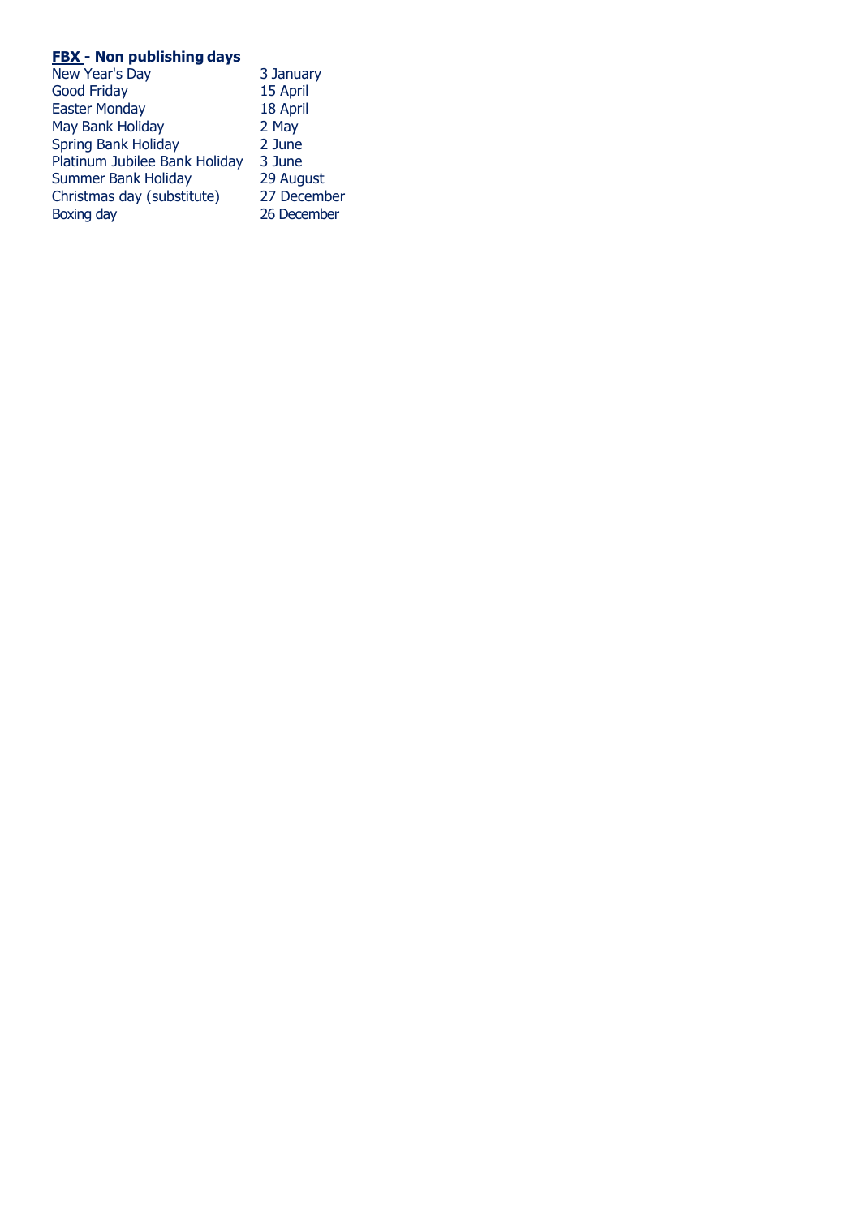**FBX - Non publishing days**

| | |
|---|---|
| New Year's Day | 3 January |
| Good Friday | 15 April |
| Easter Monday | 18 April |
| May Bank Holiday | 2 May |
| Spring Bank Holiday | 2 June |
| Platinum Jubilee Bank Holiday | 3 June |
| Summer Bank Holiday | 29 August |
| Christmas day (substitute) | 27 December |
| Boxing day | 26 December |